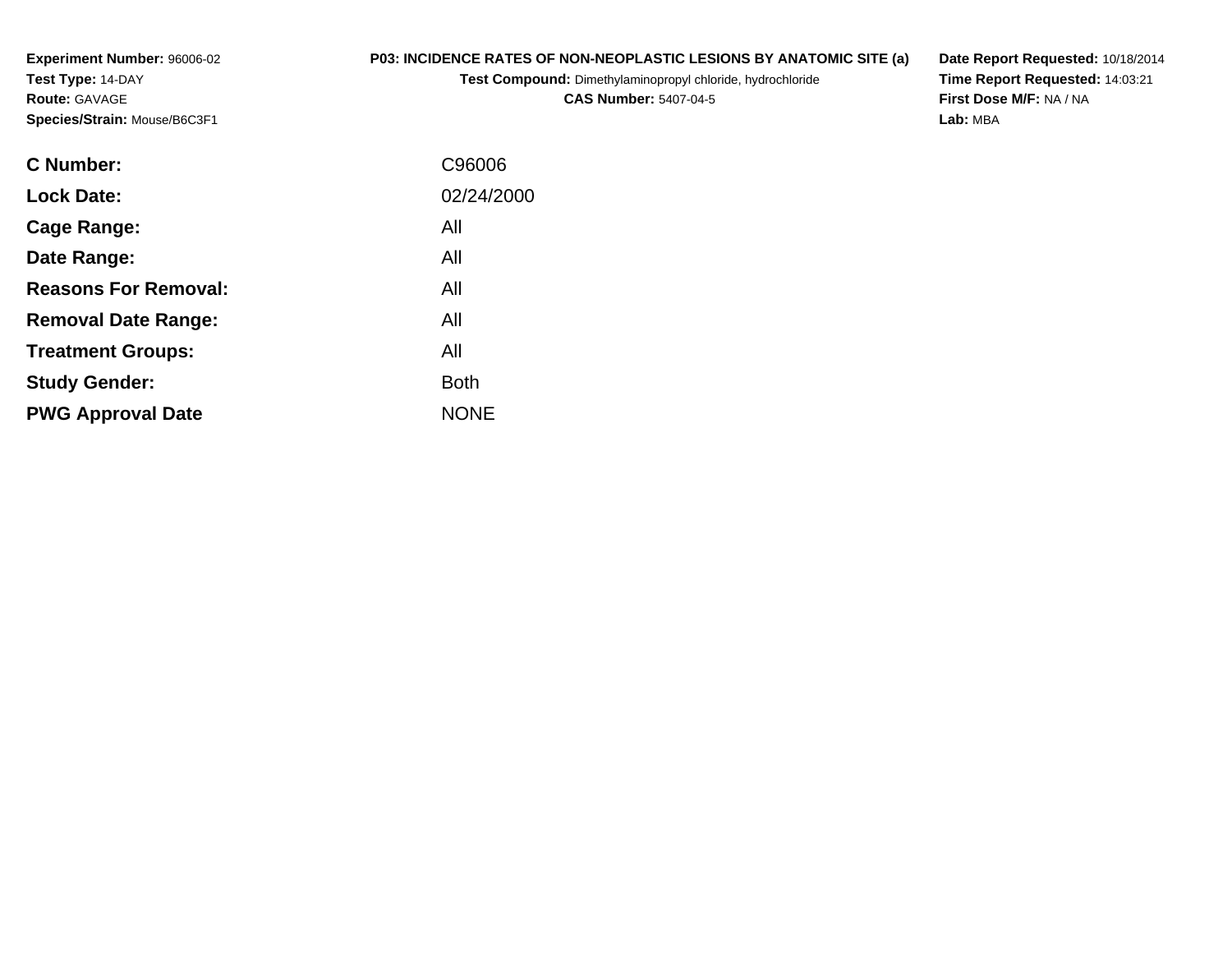**Experiment Number:** 96006-02
**Test Type:** 14-DAY
**Route:** GAVAGE
**Species/Strain:** Mouse/B6C3F1

**P03: INCIDENCE RATES OF NON-NEOPLASTIC LESIONS BY ANATOMIC SITE (a)**
**Test Compound:** Dimethylaminopropyl chloride, hydrochloride
**CAS Number:** 5407-04-5

**Date Report Requested:** 10/18/2014
**Time Report Requested:** 14:03:21
**First Dose M/F:** NA / NA
**Lab:** MBA

| | |
|---|---|
| **C Number:** | C96006 |
| **Lock Date:** | 02/24/2000 |
| **Cage Range:** | All |
| **Date Range:** | All |
| **Reasons For Removal:** | All |
| **Removal Date Range:** | All |
| **Treatment Groups:** | All |
| **Study Gender:** | Both |
| **PWG Approval Date** | NONE |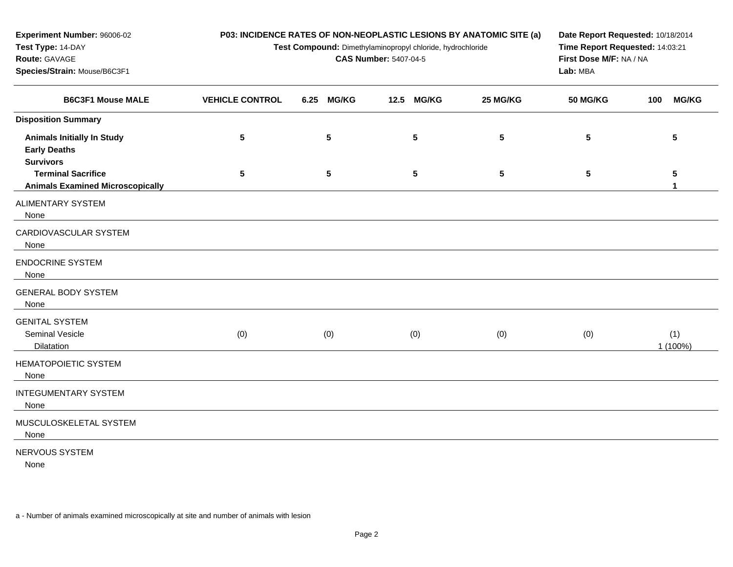**Experiment Number:** 96006-02
**Test Type:** 14-DAY
**Route:** GAVAGE
**Species/Strain:** Mouse/B6C3F1

**P03: INCIDENCE RATES OF NON-NEOPLASTIC LESIONS BY ANATOMIC SITE (a)**
**Test Compound:** Dimethylaminopropyl chloride, hydrochloride
**CAS Number:** 5407-04-5

**Date Report Requested:** 10/18/2014
**Time Report Requested:** 14:03:21
**First Dose M/F:** NA / NA
**Lab:** MBA

| B6C3F1 Mouse MALE | VEHICLE CONTROL | 6.25 MG/KG | 12.5 MG/KG | 25 MG/KG | 50 MG/KG | 100 MG/KG |
|---|---|---|---|---|---|---|
| **Disposition Summary** | | | | | | |
| **Animals Initially In Study** | 5 | 5 | 5 | 5 | 5 | 5 |
| **Early Deaths** | | | | | | |
| **Survivors** | | | | | | |
| **Terminal Sacrifice** | 5 | 5 | 5 | 5 | 5 | 5 |
| **Animals Examined Microscopically** | | | | | | 1 |
| ALIMENTARY SYSTEM | | | | | | |
| None | | | | | | |
| CARDIOVASCULAR SYSTEM | | | | | | |
| None | | | | | | |
| ENDOCRINE SYSTEM | | | | | | |
| None | | | | | | |
| GENERAL BODY SYSTEM | | | | | | |
| None | | | | | | |
| GENITAL SYSTEM | | | | | | |
| Seminal Vesicle | (0) | (0) | (0) | (0) | (0) | (1) |
| Dilatation | | | | | | 1 (100%) |
| HEMATOPOIETIC SYSTEM | | | | | | |
| None | | | | | | |
| INTEGUMENTARY SYSTEM | | | | | | |
| None | | | | | | |
| MUSCULOSKELETAL SYSTEM | | | | | | |
| None | | | | | | |
| NERVOUS SYSTEM | | | | | | |
| None | | | | | | |

a - Number of animals examined microscopically at site and number of animals with lesion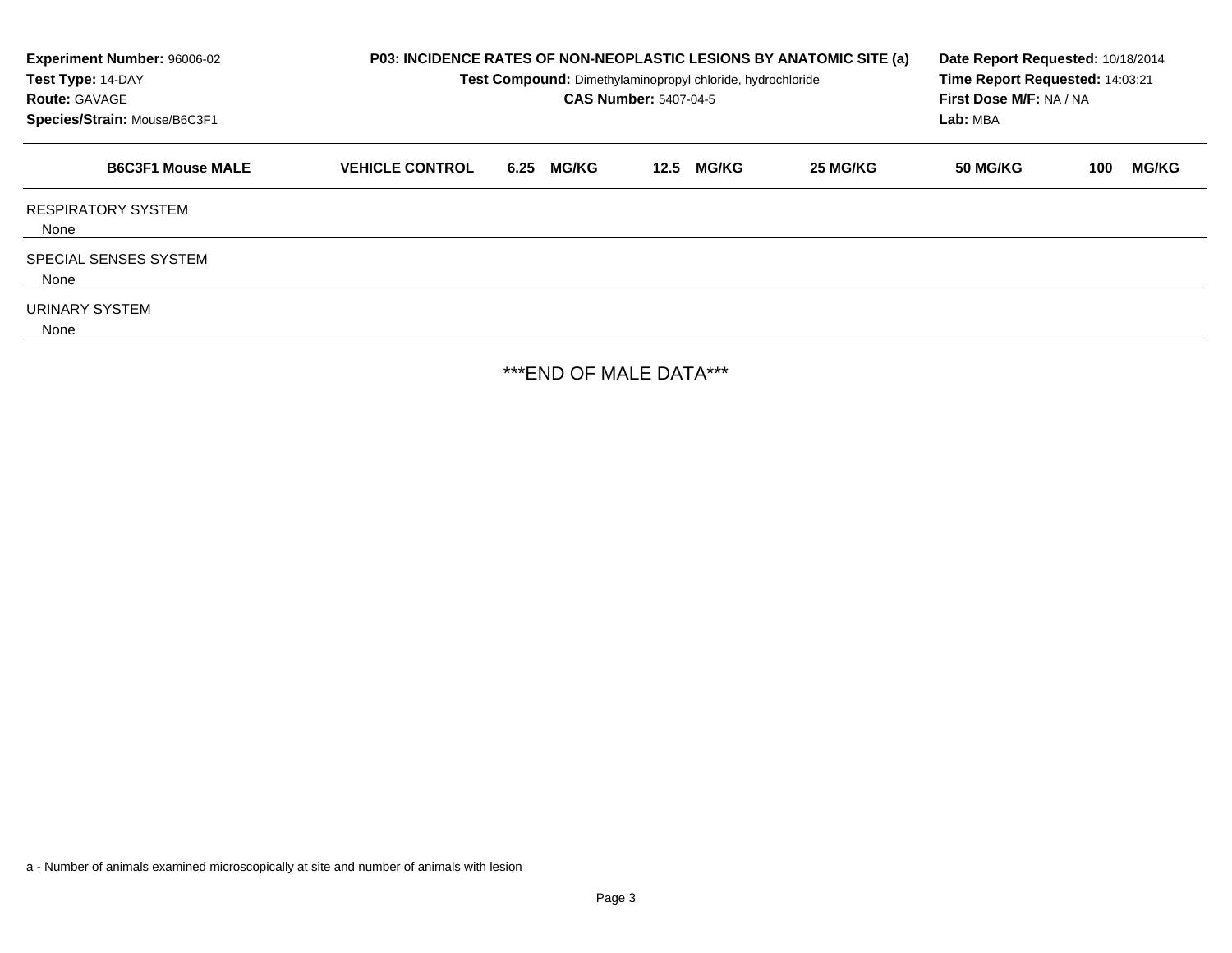| Experiment Number: 96006-02 | P03: INCIDENCE RATES OF NON-NEOPLASTIC LESIONS BY ANATOMIC SITE (a) | Date Report Requested: 10/18/2014 |
|---|---|---|
| Test Type: 14-DAY | Test Compound: Dimethylaminopropyl chloride, hydrochloride | Time Report Requested: 14:03:21 |
| Route: GAVAGE | CAS Number: 5407-04-5 | First Dose M/F: NA / NA |
| Species/Strain: Mouse/B6C3F1 | | Lab: MBA |

| B6C3F1 Mouse MALE | VEHICLE CONTROL | 6.25 MG/KG | 12.5 MG/KG | 25 MG/KG | 50 MG/KG | 100 MG/KG |
|---|---|---|---|---|---|---|
| RESPIRATORY SYSTEM | | | | | | |
| None | | | | | | |
| SPECIAL SENSES SYSTEM | | | | | | |
| None | | | | | | |
| URINARY SYSTEM | | | | | | |
| None | | | | | | |

***END OF MALE DATA***

a - Number of animals examined microscopically at site and number of animals with lesion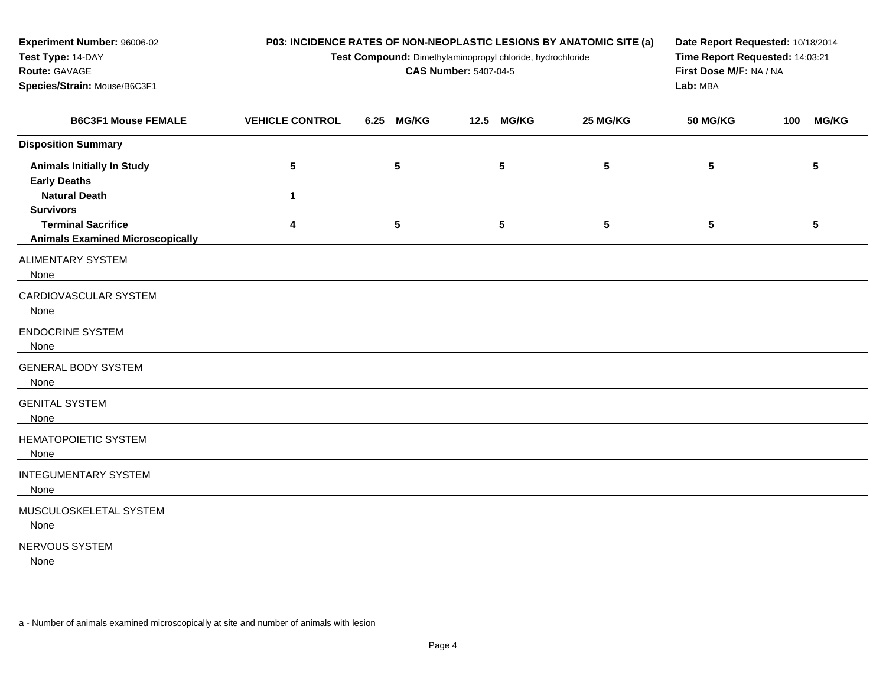**Experiment Number:** 96006-02
**Test Type:** 14-DAY
**Route:** GAVAGE
**Species/Strain:** Mouse/B6C3F1

**P03: INCIDENCE RATES OF NON-NEOPLASTIC LESIONS BY ANATOMIC SITE (a)**
**Test Compound:** Dimethylaminopropyl chloride, hydrochloride
**CAS Number:** 5407-04-5

**Date Report Requested:** 10/18/2014
**Time Report Requested:** 14:03:21
**First Dose M/F:** NA / NA
**Lab:** MBA

| B6C3F1 Mouse FEMALE | VEHICLE CONTROL | 6.25 MG/KG | 12.5 MG/KG | 25 MG/KG | 50 MG/KG | 100 MG/KG |
|---|---|---|---|---|---|---|
| **Disposition Summary** | | | | | | |
| **Animals Initially In Study** | 5 | 5 | 5 | 5 | 5 | 5 |
| **Early Deaths** | | | | | | |
| **Natural Death** | 1 | | | | | |
| **Survivors** | | | | | | |
| **Terminal Sacrifice** | 4 | 5 | 5 | 5 | 5 | 5 |
| **Animals Examined Microscopically** | | | | | | |
| ALIMENTARY SYSTEM | | | | | | |
| None | | | | | | |
| CARDIOVASCULAR SYSTEM | | | | | | |
| None | | | | | | |
| ENDOCRINE SYSTEM | | | | | | |
| None | | | | | | |
| GENERAL BODY SYSTEM | | | | | | |
| None | | | | | | |
| GENITAL SYSTEM | | | | | | |
| None | | | | | | |
| HEMATOPOIETIC SYSTEM | | | | | | |
| None | | | | | | |
| INTEGUMENTARY SYSTEM | | | | | | |
| None | | | | | | |
| MUSCULOSKELETAL SYSTEM | | | | | | |
| None | | | | | | |
| NERVOUS SYSTEM | | | | | | |
| None | | | | | | |

a - Number of animals examined microscopically at site and number of animals with lesion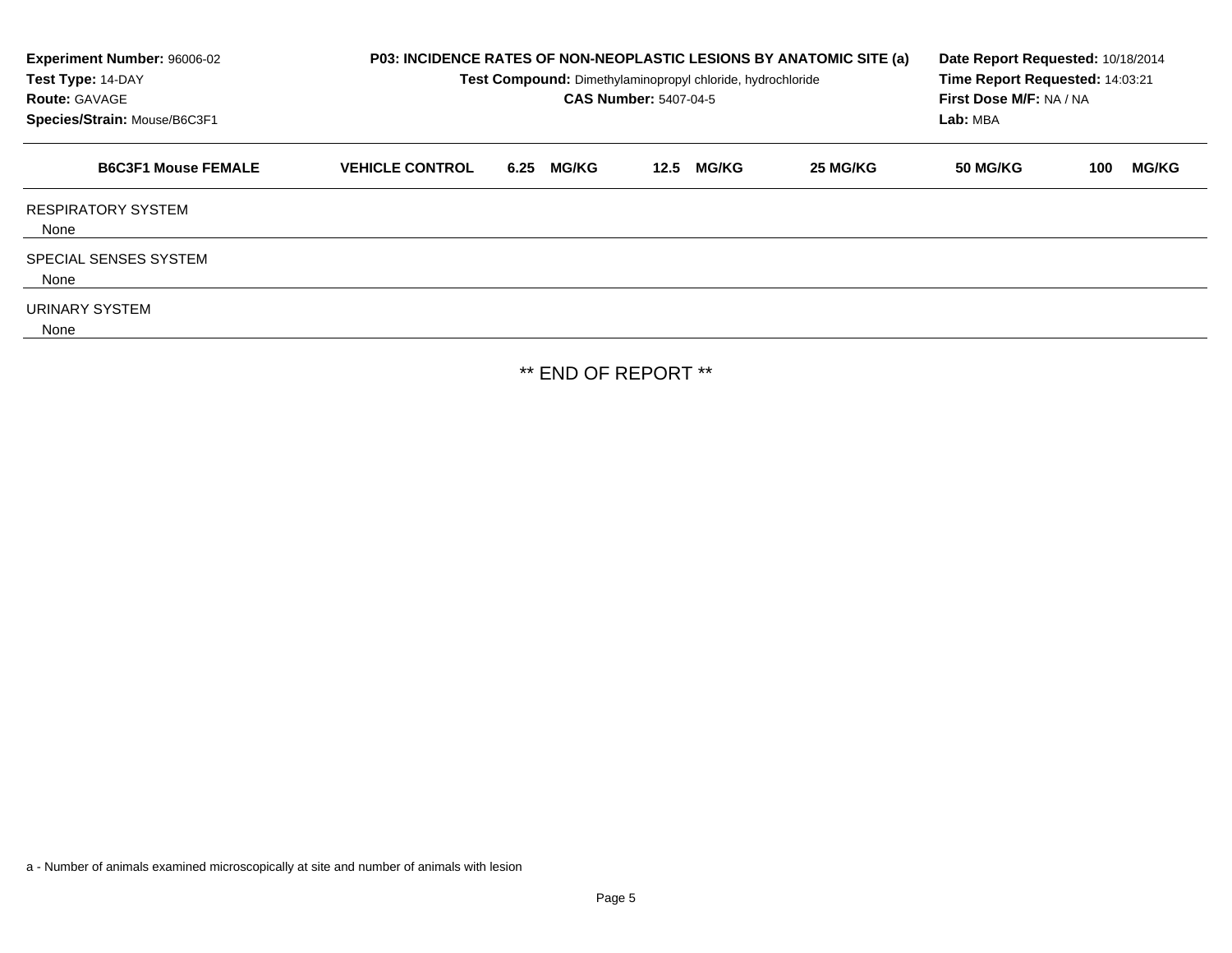**Experiment Number:** 96006-02
**Test Type:** 14-DAY
**Route:** GAVAGE
**Species/Strain:** Mouse/B6C3F1

**P03: INCIDENCE RATES OF NON-NEOPLASTIC LESIONS BY ANATOMIC SITE (a)**
**Test Compound:** Dimethylaminopropyl chloride, hydrochloride
**CAS Number:** 5407-04-5

**Date Report Requested:** 10/18/2014
**Time Report Requested:** 14:03:21
**First Dose M/F:** NA / NA
**Lab:** MBA

| B6C3F1 Mouse FEMALE | VEHICLE CONTROL | 6.25 MG/KG | 12.5 MG/KG | 25 MG/KG | 50 MG/KG | 100 MG/KG |
|---|---|---|---|---|---|---|
| RESPIRATORY SYSTEM | | | | | | |
| None | | | | | | |
| SPECIAL SENSES SYSTEM | | | | | | |
| None | | | | | | |
| URINARY SYSTEM | | | | | | |
| None | | | | | | |

** END OF REPORT **

a - Number of animals examined microscopically at site and number of animals with lesion